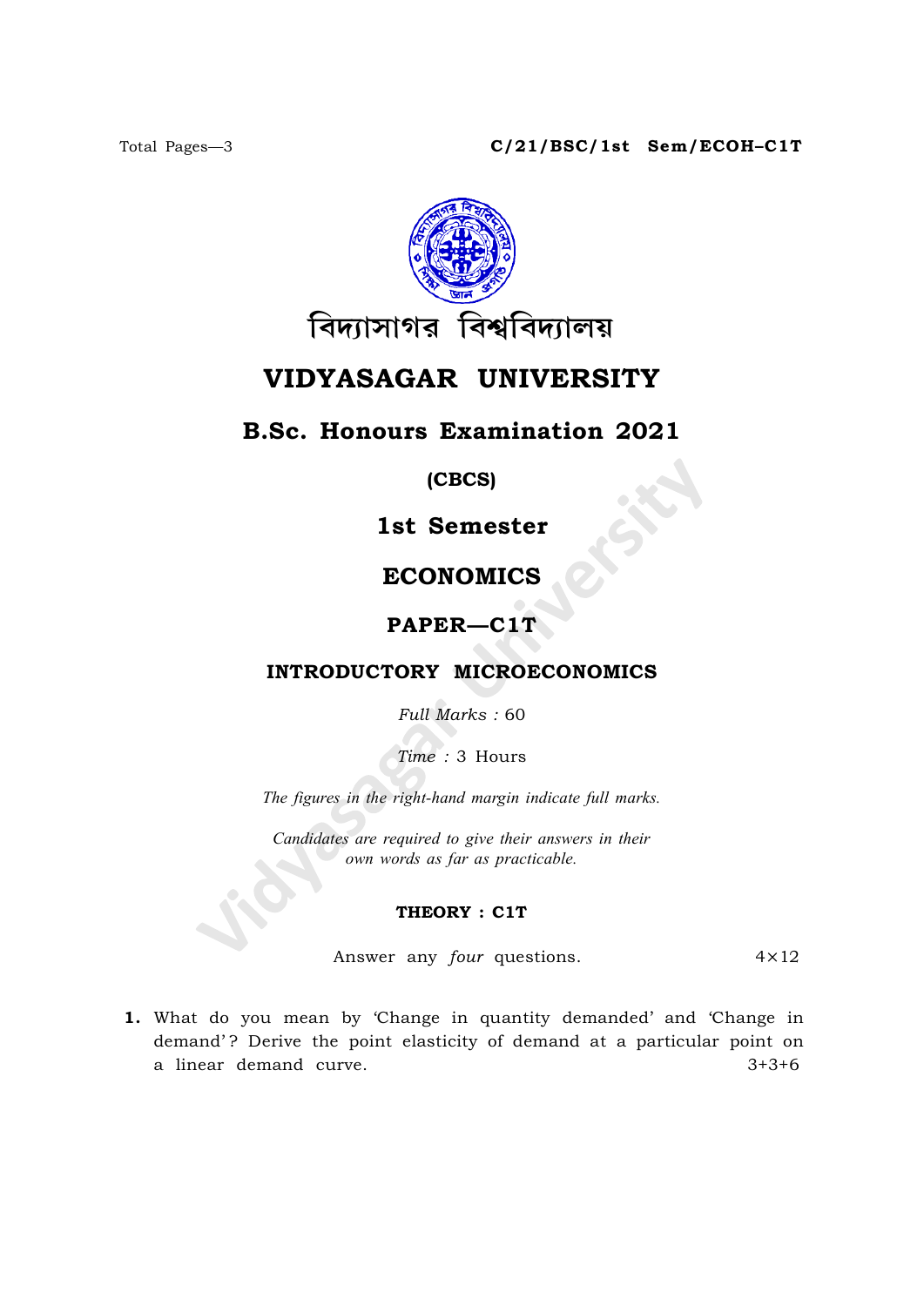Total Pages—3

**C/21/BSC/1st Sem/ECOH–C1T**

বিদ্যাসাগর বিশ্ববিদ্যালয়

# VIDYASAGAR UNIVERSITY

## B.Sc. Honours Examination 2021

**(CBCS)**

**1st Semester**

**ECONOMICS**

**PAPER—C1T**

**INTRODUCTORY MICROECONOMICS**

*Full Marks* : 60

*Time* : 3 Hours

*The figures in the right-hand margin indicate full marks.*

*Candidates are required to give their answers in their own words as far as practicable.*

**THEORY : C1T**

Answer any *four* questions. $4 \times 12$

**1.** What do you mean by 'Change in quantity demanded' and 'Change in demand'? Derive the point elasticity of demand at a particular point on a linear demand curve. 3+3+6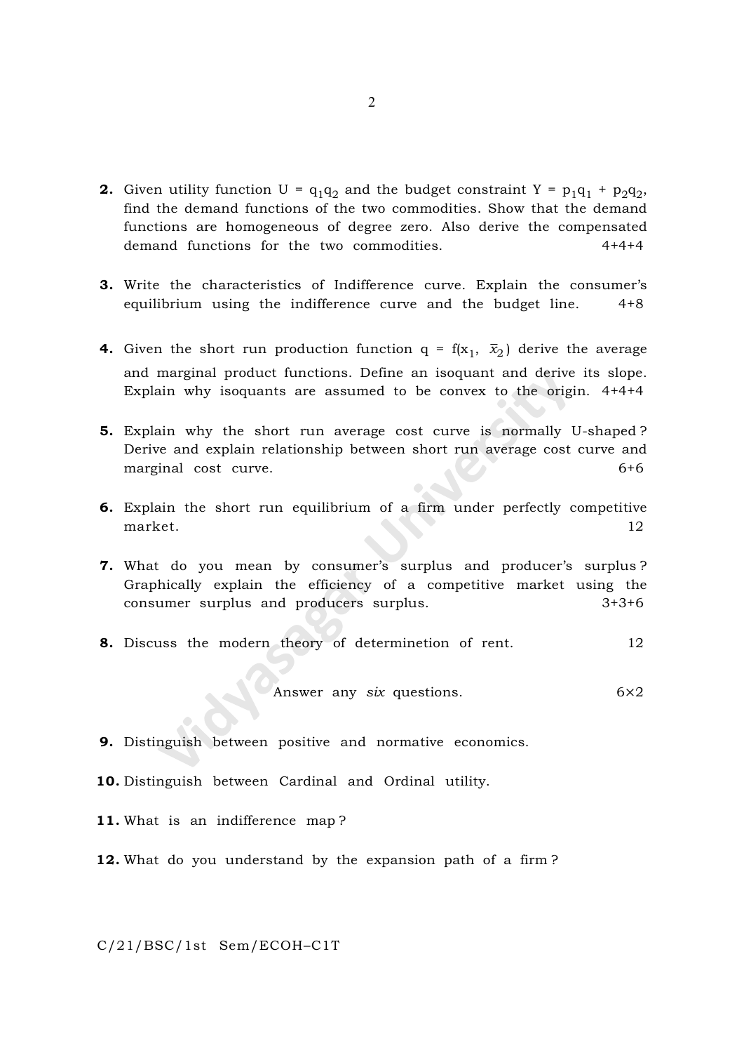**2.** Given utility function $U = q_1q_2$ and the budget constraint $Y = p_1q_1 + p_2q_2$, find the demand functions of the two commodities. Show that the demand functions are homogeneous of degree zero. Also derive the compensated demand functions for the two commodities. 4+4+4

**3.** Write the characteristics of Indifference curve. Explain the consumer's equilibrium using the indifference curve and the budget line. 4+8

**4.** Given the short run production function $q = f(x_1, \bar{x}_2)$ derive the average and marginal product functions. Define an isoquant and derive its slope. Explain why isoquants are assumed to be convex to the origin. 4+4+4

**5.** Explain why the short run average cost curve is normally U-shaped? Derive and explain relationship between short run average cost curve and marginal cost curve. 6+6

**6.** Explain the short run equilibrium of a firm under perfectly competitive market. 12

**7.** What do you mean by consumer's surplus and producer's surplus? Graphically explain the efficiency of a competitive market using the consumer surplus and producers surplus. 3+3+6

**8.** Discuss the modern theory of determinetion of rent. 12

Answer any *six* questions. 6×2

**9.** Distinguish between positive and normative economics.

**10.** Distinguish between Cardinal and Ordinal utility.

**11.** What is an indifference map?

**12.** What do you understand by the expansion path of a firm?

C/21/BSC/1st Sem/ECOH–C1T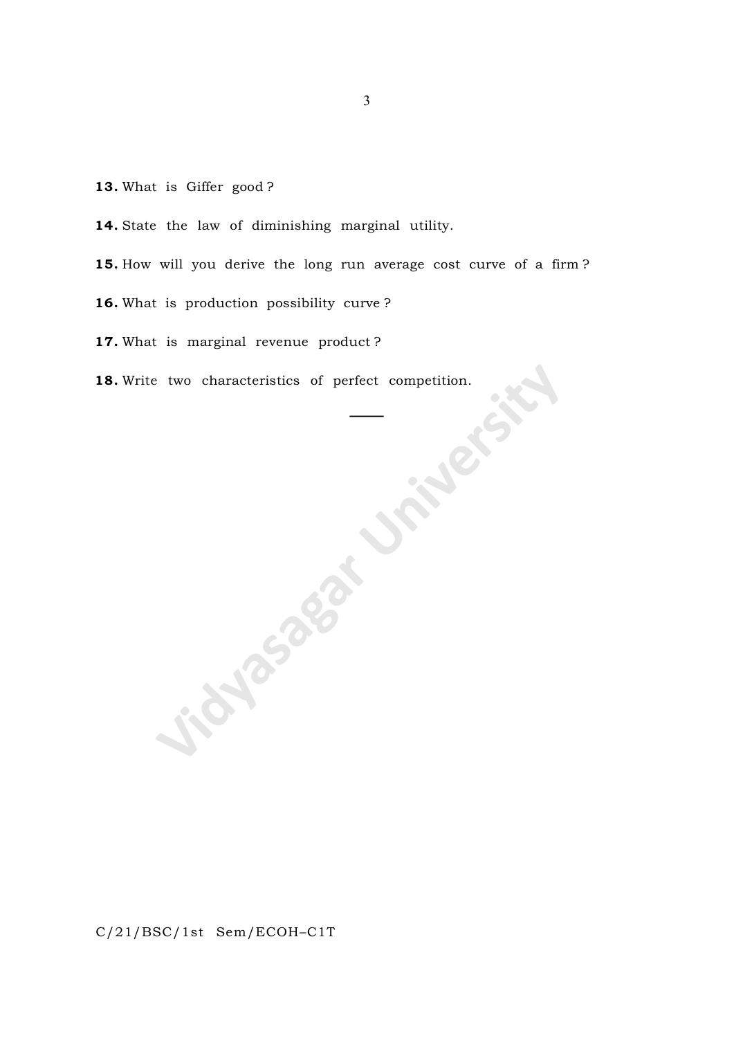**13.** What is Giffer good ?

**14.** State the law of diminishing marginal utility.

**15.** How will you derive the long run average cost curve of a firm ?

**16.** What is production possibility curve ?

**17.** What is marginal revenue product ?

**18.** Write two characteristics of perfect competition.

---

C/21/BSC/1st Sem/ECOH–C1T